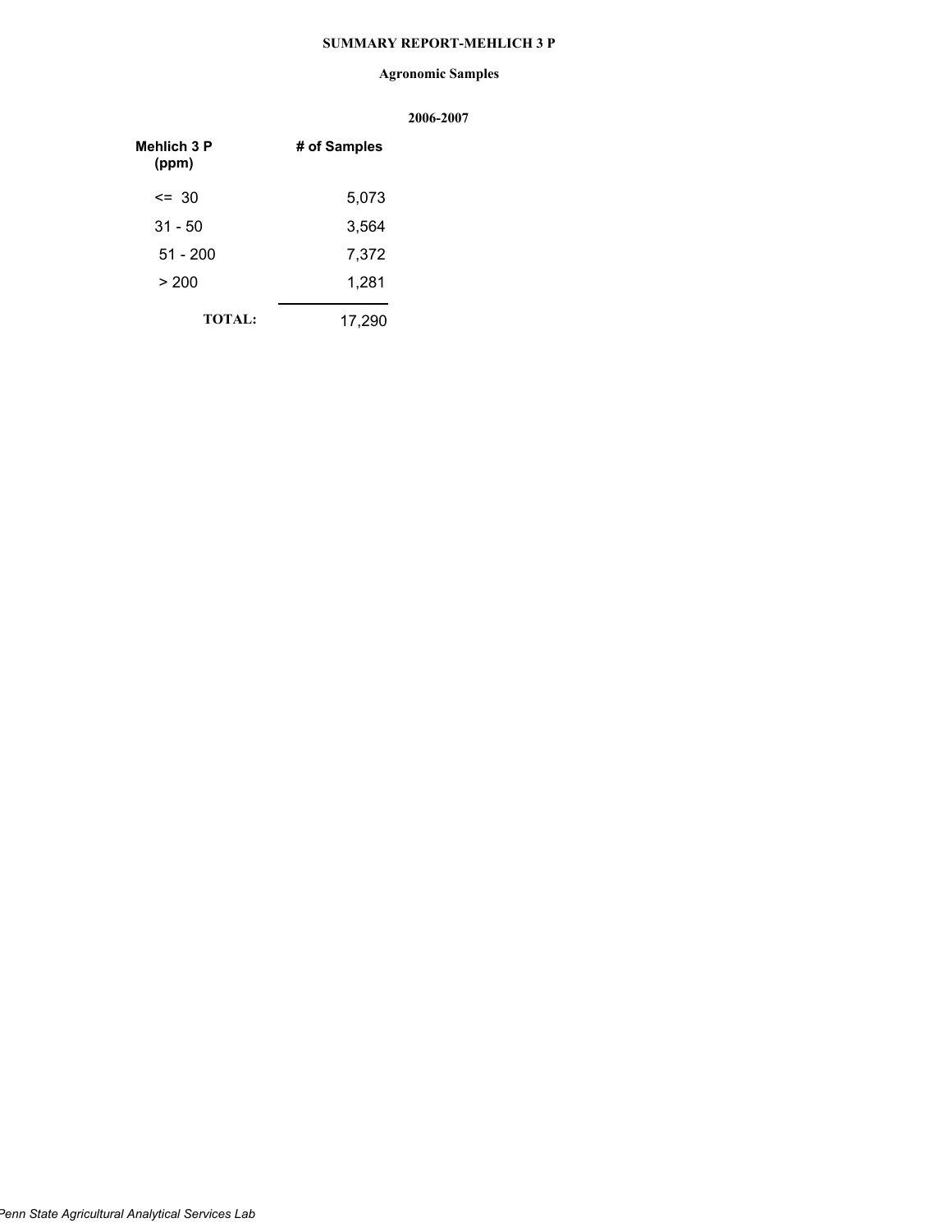# SUMMARY REPORT-MEHLICH 3 P

## Agronomic Samples

### 2006-2007

| Mehlich 3 P (ppm) | # of Samples |
| --- | --- |
| <= 30 | 5,073 |
| 31 - 50 | 3,564 |
| 51 - 200 | 7,372 |
| > 200 | 1,281 |
| **TOTAL:** | 17,290 |

*Penn State Agricultural Analytical Services Lab*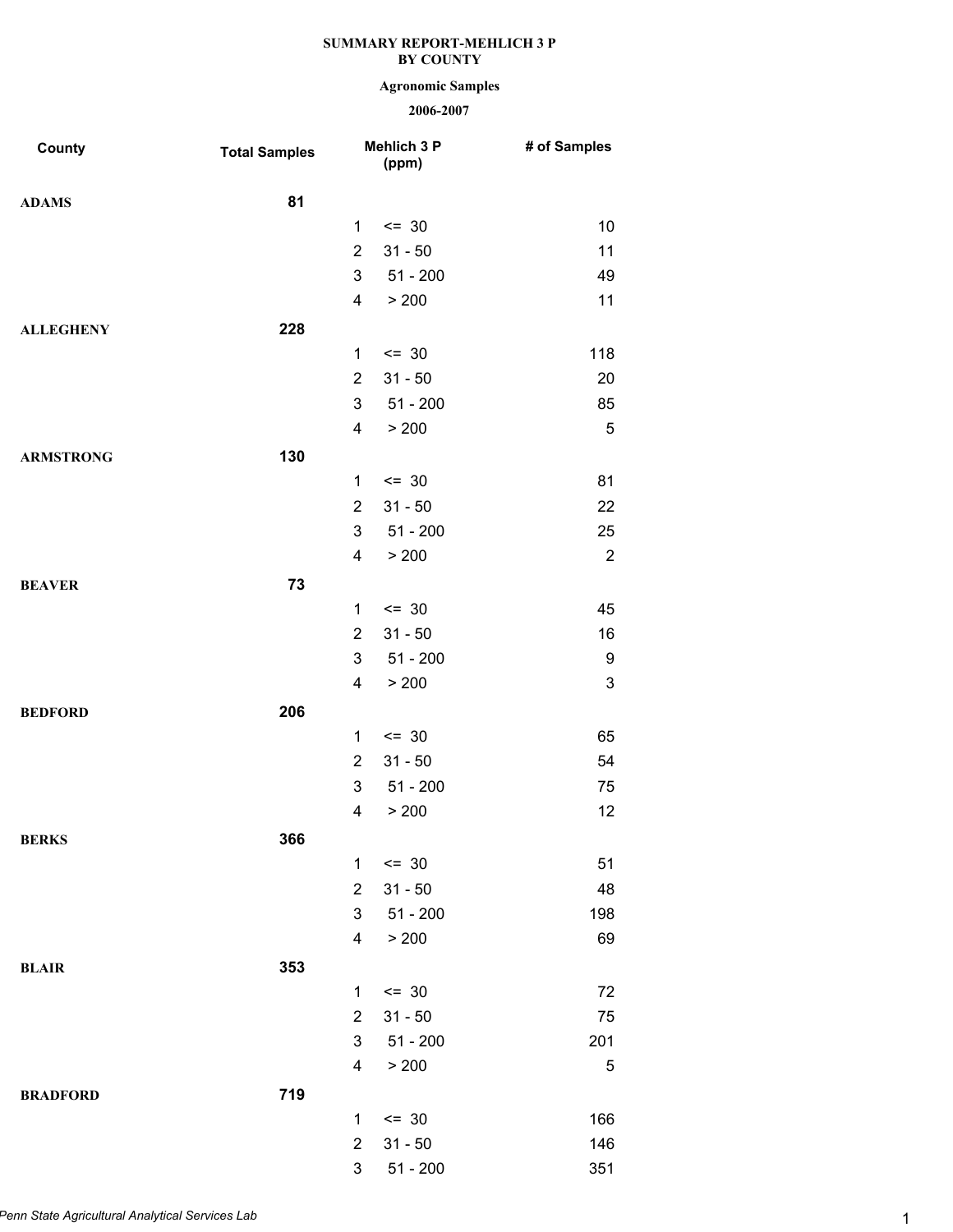**SUMMARY REPORT-MEHLICH 3 P**
**BY COUNTY**

**Agronomic Samples**

**2006-2007**

| County | Total Samples | Mehlich 3 P (ppm) | | # of Samples |
|---|---|---|---|---|
| **ADAMS** | **81** | | | |
| | | 1 | <= 30 | 10 |
| | | 2 | 31 - 50 | 11 |
| | | 3 | 51 - 200 | 49 |
| | | 4 | > 200 | 11 |
| **ALLEGHENY** | **228** | | | |
| | | 1 | <= 30 | 118 |
| | | 2 | 31 - 50 | 20 |
| | | 3 | 51 - 200 | 85 |
| | | 4 | > 200 | 5 |
| **ARMSTRONG** | **130** | | | |
| | | 1 | <= 30 | 81 |
| | | 2 | 31 - 50 | 22 |
| | | 3 | 51 - 200 | 25 |
| | | 4 | > 200 | 2 |
| **BEAVER** | **73** | | | |
| | | 1 | <= 30 | 45 |
| | | 2 | 31 - 50 | 16 |
| | | 3 | 51 - 200 | 9 |
| | | 4 | > 200 | 3 |
| **BEDFORD** | **206** | | | |
| | | 1 | <= 30 | 65 |
| | | 2 | 31 - 50 | 54 |
| | | 3 | 51 - 200 | 75 |
| | | 4 | > 200 | 12 |
| **BERKS** | **366** | | | |
| | | 1 | <= 30 | 51 |
| | | 2 | 31 - 50 | 48 |
| | | 3 | 51 - 200 | 198 |
| | | 4 | > 200 | 69 |
| **BLAIR** | **353** | | | |
| | | 1 | <= 30 | 72 |
| | | 2 | 31 - 50 | 75 |
| | | 3 | 51 - 200 | 201 |
| | | 4 | > 200 | 5 |
| **BRADFORD** | **719** | | | |
| | | 1 | <= 30 | 166 |
| | | 2 | 31 - 50 | 146 |
| | | 3 | 51 - 200 | 351 |

*Penn State Agricultural Analytical Services Lab*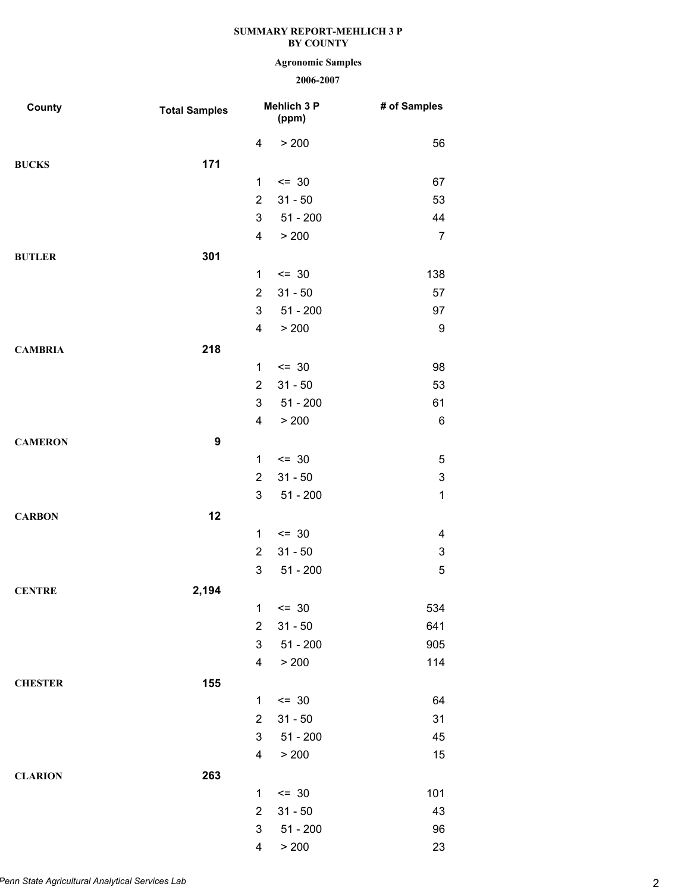**SUMMARY REPORT-MEHLICH 3 P**
**BY COUNTY**

**Agronomic Samples**

**2006-2007**

| County | Total Samples | Mehlich 3 P (ppm) | | # of Samples |
|---|---|---|---|---|
| | | 4 | > 200 | 56 |
| **BUCKS** | **171** | | | |
| | | 1 | <= 30 | 67 |
| | | 2 | 31 - 50 | 53 |
| | | 3 | 51 - 200 | 44 |
| | | 4 | > 200 | 7 |
| **BUTLER** | **301** | | | |
| | | 1 | <= 30 | 138 |
| | | 2 | 31 - 50 | 57 |
| | | 3 | 51 - 200 | 97 |
| | | 4 | > 200 | 9 |
| **CAMBRIA** | **218** | | | |
| | | 1 | <= 30 | 98 |
| | | 2 | 31 - 50 | 53 |
| | | 3 | 51 - 200 | 61 |
| | | 4 | > 200 | 6 |
| **CAMERON** | **9** | | | |
| | | 1 | <= 30 | 5 |
| | | 2 | 31 - 50 | 3 |
| | | 3 | 51 - 200 | 1 |
| **CARBON** | **12** | | | |
| | | 1 | <= 30 | 4 |
| | | 2 | 31 - 50 | 3 |
| | | 3 | 51 - 200 | 5 |
| **CENTRE** | **2,194** | | | |
| | | 1 | <= 30 | 534 |
| | | 2 | 31 - 50 | 641 |
| | | 3 | 51 - 200 | 905 |
| | | 4 | > 200 | 114 |
| **CHESTER** | **155** | | | |
| | | 1 | <= 30 | 64 |
| | | 2 | 31 - 50 | 31 |
| | | 3 | 51 - 200 | 45 |
| | | 4 | > 200 | 15 |
| **CLARION** | **263** | | | |
| | | 1 | <= 30 | 101 |
| | | 2 | 31 - 50 | 43 |
| | | 3 | 51 - 200 | 96 |
| | | 4 | > 200 | 23 |

*Penn State Agricultural Analytical Services Lab*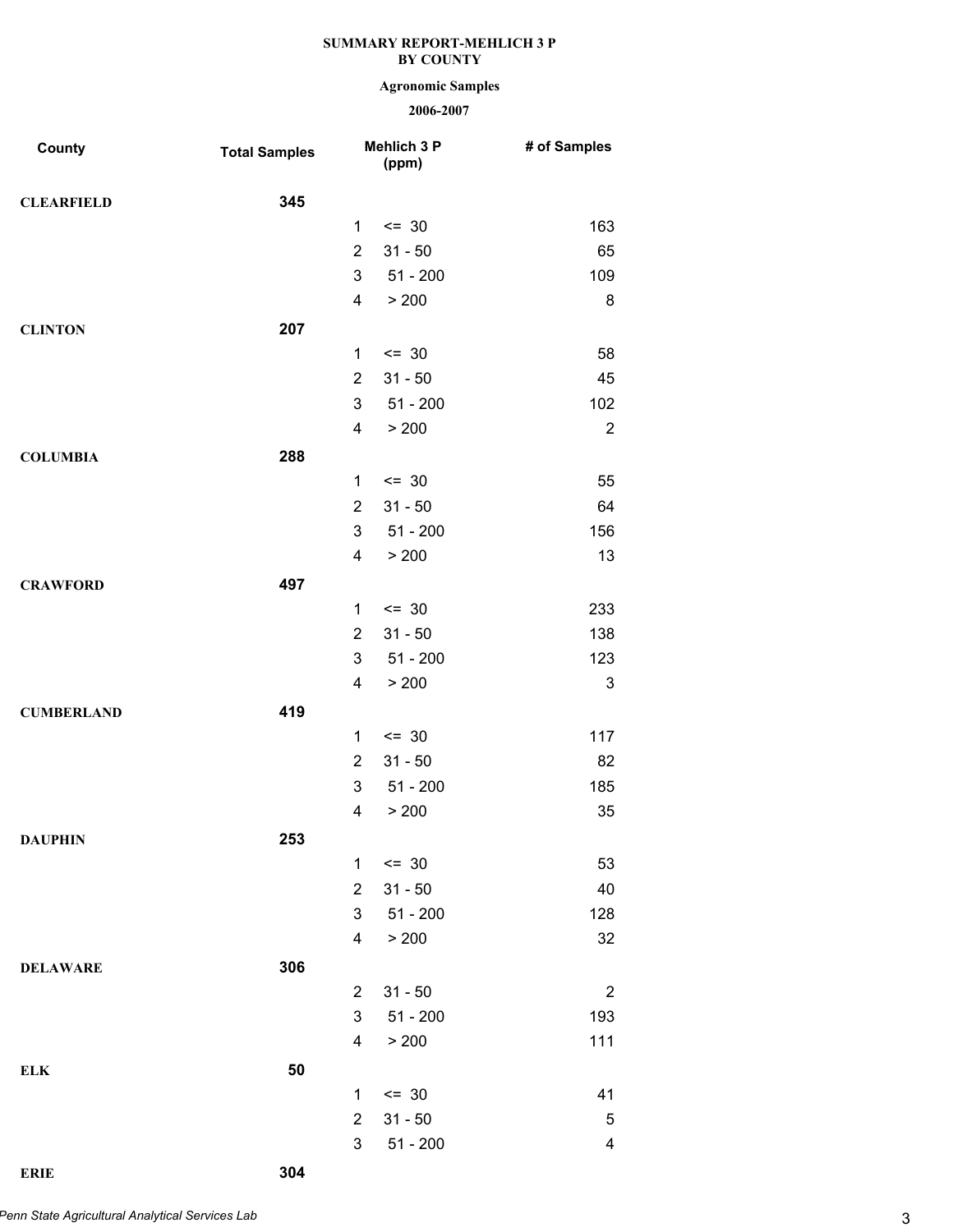**SUMMARY REPORT-MEHLICH 3 P**
**BY COUNTY**

**Agronomic Samples**

**2006-2007**

| County | Total Samples | Mehlich 3 P (ppm) | | # of Samples |
|---|---|---|---|---|
| **CLEARFIELD** | **345** | | | |
| | | 1 | <= 30 | 163 |
| | | 2 | 31 - 50 | 65 |
| | | 3 | 51 - 200 | 109 |
| | | 4 | > 200 | 8 |
| **CLINTON** | **207** | | | |
| | | 1 | <= 30 | 58 |
| | | 2 | 31 - 50 | 45 |
| | | 3 | 51 - 200 | 102 |
| | | 4 | > 200 | 2 |
| **COLUMBIA** | **288** | | | |
| | | 1 | <= 30 | 55 |
| | | 2 | 31 - 50 | 64 |
| | | 3 | 51 - 200 | 156 |
| | | 4 | > 200 | 13 |
| **CRAWFORD** | **497** | | | |
| | | 1 | <= 30 | 233 |
| | | 2 | 31 - 50 | 138 |
| | | 3 | 51 - 200 | 123 |
| | | 4 | > 200 | 3 |
| **CUMBERLAND** | **419** | | | |
| | | 1 | <= 30 | 117 |
| | | 2 | 31 - 50 | 82 |
| | | 3 | 51 - 200 | 185 |
| | | 4 | > 200 | 35 |
| **DAUPHIN** | **253** | | | |
| | | 1 | <= 30 | 53 |
| | | 2 | 31 - 50 | 40 |
| | | 3 | 51 - 200 | 128 |
| | | 4 | > 200 | 32 |
| **DELAWARE** | **306** | | | |
| | | 2 | 31 - 50 | 2 |
| | | 3 | 51 - 200 | 193 |
| | | 4 | > 200 | 111 |
| **ELK** | **50** | | | |
| | | 1 | <= 30 | 41 |
| | | 2 | 31 - 50 | 5 |
| | | 3 | 51 - 200 | 4 |
| **ERIE** | **304** | | | |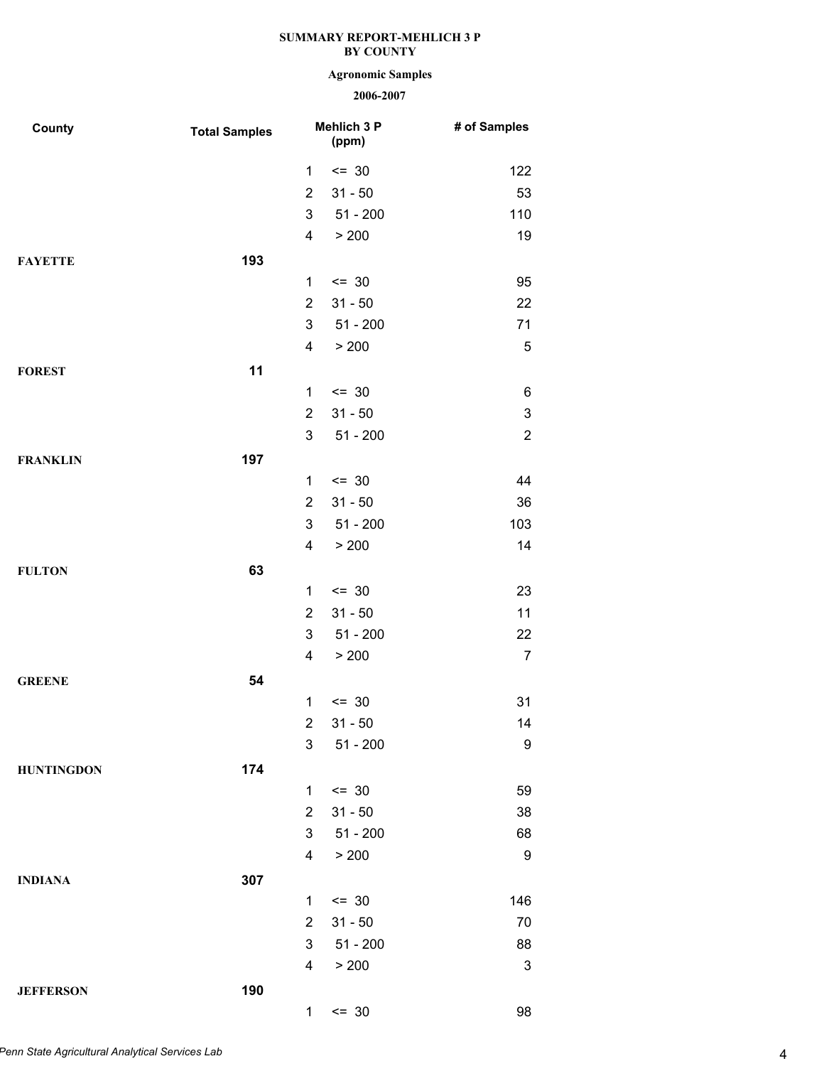SUMMARY REPORT-MEHLICH 3 P
BY COUNTY

**Agronomic Samples**

**2006-2007**

| County | Total Samples | Mehlich 3 P (ppm) | | # of Samples |
|---|---|---|---|---|
| | | 1 | <= 30 | 122 |
| | | 2 | 31 - 50 | 53 |
| | | 3 | 51 - 200 | 110 |
| | | 4 | > 200 | 19 |
| **FAYETTE** | **193** | | | |
| | | 1 | <= 30 | 95 |
| | | 2 | 31 - 50 | 22 |
| | | 3 | 51 - 200 | 71 |
| | | 4 | > 200 | 5 |
| **FOREST** | **11** | | | |
| | | 1 | <= 30 | 6 |
| | | 2 | 31 - 50 | 3 |
| | | 3 | 51 - 200 | 2 |
| **FRANKLIN** | **197** | | | |
| | | 1 | <= 30 | 44 |
| | | 2 | 31 - 50 | 36 |
| | | 3 | 51 - 200 | 103 |
| | | 4 | > 200 | 14 |
| **FULTON** | **63** | | | |
| | | 1 | <= 30 | 23 |
| | | 2 | 31 - 50 | 11 |
| | | 3 | 51 - 200 | 22 |
| | | 4 | > 200 | 7 |
| **GREENE** | **54** | | | |
| | | 1 | <= 30 | 31 |
| | | 2 | 31 - 50 | 14 |
| | | 3 | 51 - 200 | 9 |
| **HUNTINGDON** | **174** | | | |
| | | 1 | <= 30 | 59 |
| | | 2 | 31 - 50 | 38 |
| | | 3 | 51 - 200 | 68 |
| | | 4 | > 200 | 9 |
| **INDIANA** | **307** | | | |
| | | 1 | <= 30 | 146 |
| | | 2 | 31 - 50 | 70 |
| | | 3 | 51 - 200 | 88 |
| | | 4 | > 200 | 3 |
| **JEFFERSON** | **190** | | | |
| | | 1 | <= 30 | 98 |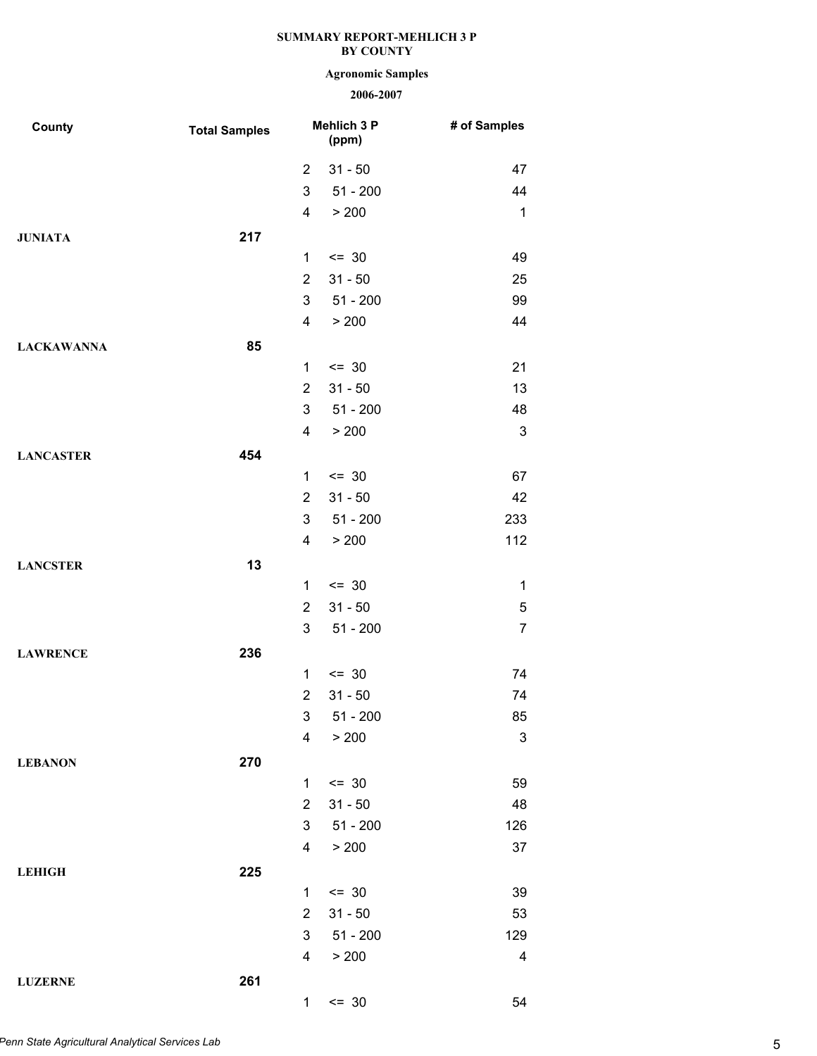**SUMMARY REPORT-MEHLICH 3 P**
**BY COUNTY**

**Agronomic Samples**

**2006-2007**

| County | Total Samples | Mehlich 3 P (ppm) | | # of Samples |
|---|---|---|---|---|
| | | 2 | 31 - 50 | 47 |
| | | 3 | 51 - 200 | 44 |
| | | 4 | > 200 | 1 |
| **JUNIATA** | **217** | | | |
| | | 1 | <= 30 | 49 |
| | | 2 | 31 - 50 | 25 |
| | | 3 | 51 - 200 | 99 |
| | | 4 | > 200 | 44 |
| **LACKAWANNA** | **85** | | | |
| | | 1 | <= 30 | 21 |
| | | 2 | 31 - 50 | 13 |
| | | 3 | 51 - 200 | 48 |
| | | 4 | > 200 | 3 |
| **LANCASTER** | **454** | | | |
| | | 1 | <= 30 | 67 |
| | | 2 | 31 - 50 | 42 |
| | | 3 | 51 - 200 | 233 |
| | | 4 | > 200 | 112 |
| **LANCSTER** | **13** | | | |
| | | 1 | <= 30 | 1 |
| | | 2 | 31 - 50 | 5 |
| | | 3 | 51 - 200 | 7 |
| **LAWRENCE** | **236** | | | |
| | | 1 | <= 30 | 74 |
| | | 2 | 31 - 50 | 74 |
| | | 3 | 51 - 200 | 85 |
| | | 4 | > 200 | 3 |
| **LEBANON** | **270** | | | |
| | | 1 | <= 30 | 59 |
| | | 2 | 31 - 50 | 48 |
| | | 3 | 51 - 200 | 126 |
| | | 4 | > 200 | 37 |
| **LEHIGH** | **225** | | | |
| | | 1 | <= 30 | 39 |
| | | 2 | 31 - 50 | 53 |
| | | 3 | 51 - 200 | 129 |
| | | 4 | > 200 | 4 |
| **LUZERNE** | **261** | | | |
| | | 1 | <= 30 | 54 |

*Penn State Agricultural Analytical Services Lab*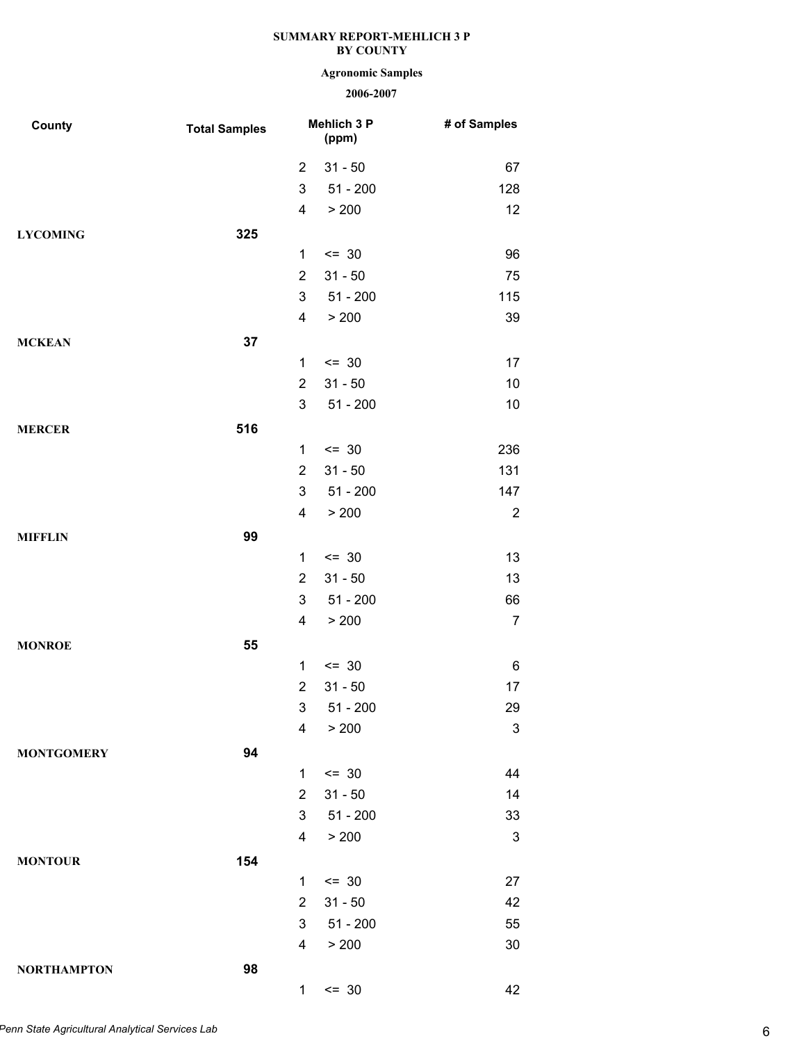**SUMMARY REPORT-MEHLICH 3 P BY COUNTY**

**Agronomic Samples**

**2006-2007**

| County | Total Samples | Mehlich 3 P (ppm) | | # of Samples |
|---|---|---|---|---|
| | | 2 | 31 - 50 | 67 |
| | | 3 | 51 - 200 | 128 |
| | | 4 | > 200 | 12 |
| **LYCOMING** | **325** | | | |
| | | 1 | <= 30 | 96 |
| | | 2 | 31 - 50 | 75 |
| | | 3 | 51 - 200 | 115 |
| | | 4 | > 200 | 39 |
| **MCKEAN** | **37** | | | |
| | | 1 | <= 30 | 17 |
| | | 2 | 31 - 50 | 10 |
| | | 3 | 51 - 200 | 10 |
| **MERCER** | **516** | | | |
| | | 1 | <= 30 | 236 |
| | | 2 | 31 - 50 | 131 |
| | | 3 | 51 - 200 | 147 |
| | | 4 | > 200 | 2 |
| **MIFFLIN** | **99** | | | |
| | | 1 | <= 30 | 13 |
| | | 2 | 31 - 50 | 13 |
| | | 3 | 51 - 200 | 66 |
| | | 4 | > 200 | 7 |
| **MONROE** | **55** | | | |
| | | 1 | <= 30 | 6 |
| | | 2 | 31 - 50 | 17 |
| | | 3 | 51 - 200 | 29 |
| | | 4 | > 200 | 3 |
| **MONTGOMERY** | **94** | | | |
| | | 1 | <= 30 | 44 |
| | | 2 | 31 - 50 | 14 |
| | | 3 | 51 - 200 | 33 |
| | | 4 | > 200 | 3 |
| **MONTOUR** | **154** | | | |
| | | 1 | <= 30 | 27 |
| | | 2 | 31 - 50 | 42 |
| | | 3 | 51 - 200 | 55 |
| | | 4 | > 200 | 30 |
| **NORTHAMPTON** | **98** | | | |
| | | 1 | <= 30 | 42 |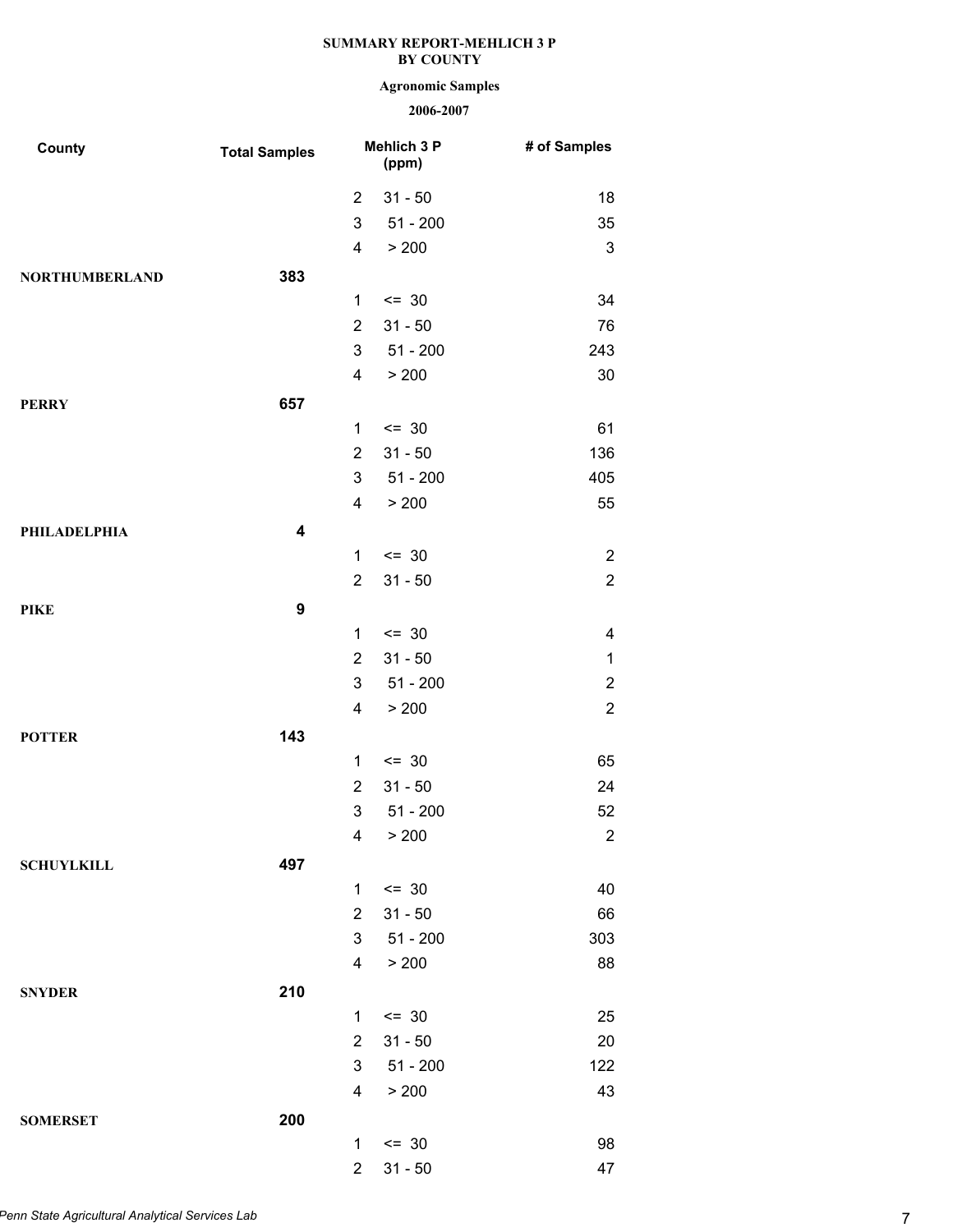**SUMMARY REPORT-MEHLICH 3 P**
**BY COUNTY**

**Agronomic Samples**

**2006-2007**

| County | Total Samples | | Mehlich 3 P (ppm) | # of Samples |
|---|---|---|---|---|
| | | 2 | 31 - 50 | 18 |
| | | 3 | 51 - 200 | 35 |
| | | 4 | > 200 | 3 |
| **NORTHUMBERLAND** | **383** | | | |
| | | 1 | <= 30 | 34 |
| | | 2 | 31 - 50 | 76 |
| | | 3 | 51 - 200 | 243 |
| | | 4 | > 200 | 30 |
| **PERRY** | **657** | | | |
| | | 1 | <= 30 | 61 |
| | | 2 | 31 - 50 | 136 |
| | | 3 | 51 - 200 | 405 |
| | | 4 | > 200 | 55 |
| **PHILADELPHIA** | **4** | | | |
| | | 1 | <= 30 | 2 |
| | | 2 | 31 - 50 | 2 |
| **PIKE** | **9** | | | |
| | | 1 | <= 30 | 4 |
| | | 2 | 31 - 50 | 1 |
| | | 3 | 51 - 200 | 2 |
| | | 4 | > 200 | 2 |
| **POTTER** | **143** | | | |
| | | 1 | <= 30 | 65 |
| | | 2 | 31 - 50 | 24 |
| | | 3 | 51 - 200 | 52 |
| | | 4 | > 200 | 2 |
| **SCHUYLKILL** | **497** | | | |
| | | 1 | <= 30 | 40 |
| | | 2 | 31 - 50 | 66 |
| | | 3 | 51 - 200 | 303 |
| | | 4 | > 200 | 88 |
| **SNYDER** | **210** | | | |
| | | 1 | <= 30 | 25 |
| | | 2 | 31 - 50 | 20 |
| | | 3 | 51 - 200 | 122 |
| | | 4 | > 200 | 43 |
| **SOMERSET** | **200** | | | |
| | | 1 | <= 30 | 98 |
| | | 2 | 31 - 50 | 47 |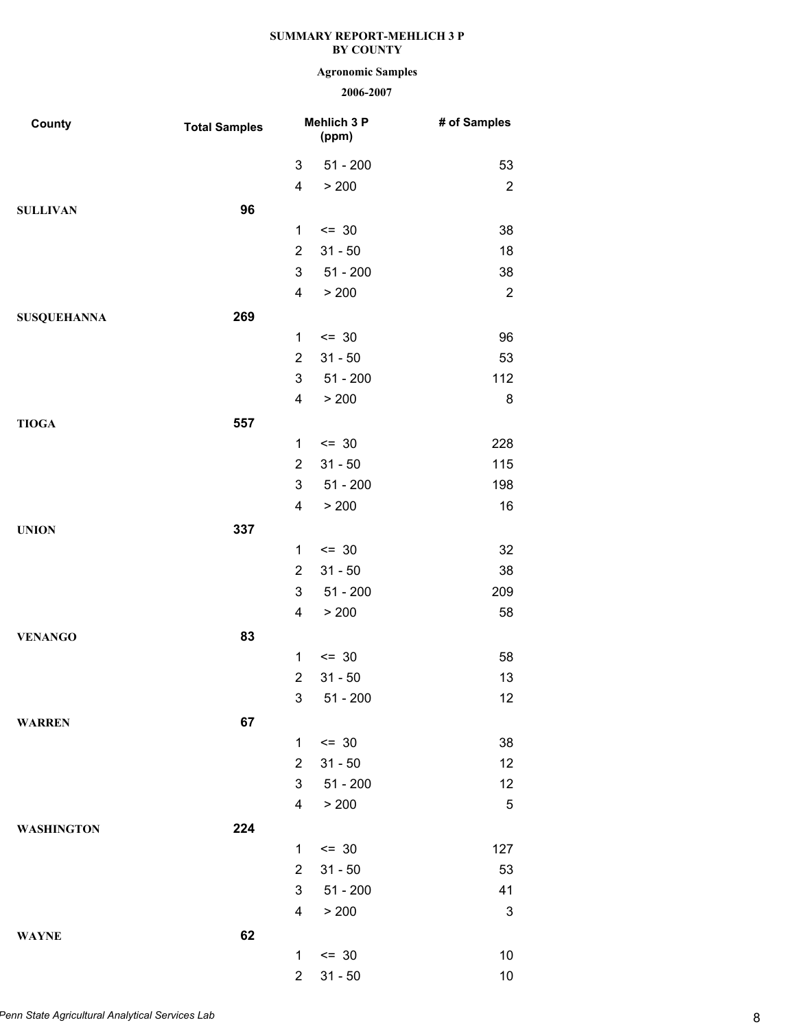**SUMMARY REPORT-MEHLICH 3 P**
**BY COUNTY**

**Agronomic Samples**

**2006-2007**

| County | Total Samples | | Mehlich 3 P (ppm) | # of Samples |
|---|---|---|---|---|
| | | 3 | 51 - 200 | 53 |
| | | 4 | > 200 | 2 |
| **SULLIVAN** | **96** | | | |
| | | 1 | <= 30 | 38 |
| | | 2 | 31 - 50 | 18 |
| | | 3 | 51 - 200 | 38 |
| | | 4 | > 200 | 2 |
| **SUSQUEHANNA** | **269** | | | |
| | | 1 | <= 30 | 96 |
| | | 2 | 31 - 50 | 53 |
| | | 3 | 51 - 200 | 112 |
| | | 4 | > 200 | 8 |
| **TIOGA** | **557** | | | |
| | | 1 | <= 30 | 228 |
| | | 2 | 31 - 50 | 115 |
| | | 3 | 51 - 200 | 198 |
| | | 4 | > 200 | 16 |
| **UNION** | **337** | | | |
| | | 1 | <= 30 | 32 |
| | | 2 | 31 - 50 | 38 |
| | | 3 | 51 - 200 | 209 |
| | | 4 | > 200 | 58 |
| **VENANGO** | **83** | | | |
| | | 1 | <= 30 | 58 |
| | | 2 | 31 - 50 | 13 |
| | | 3 | 51 - 200 | 12 |
| **WARREN** | **67** | | | |
| | | 1 | <= 30 | 38 |
| | | 2 | 31 - 50 | 12 |
| | | 3 | 51 - 200 | 12 |
| | | 4 | > 200 | 5 |
| **WASHINGTON** | **224** | | | |
| | | 1 | <= 30 | 127 |
| | | 2 | 31 - 50 | 53 |
| | | 3 | 51 - 200 | 41 |
| | | 4 | > 200 | 3 |
| **WAYNE** | **62** | | | |
| | | 1 | <= 30 | 10 |
| | | 2 | 31 - 50 | 10 |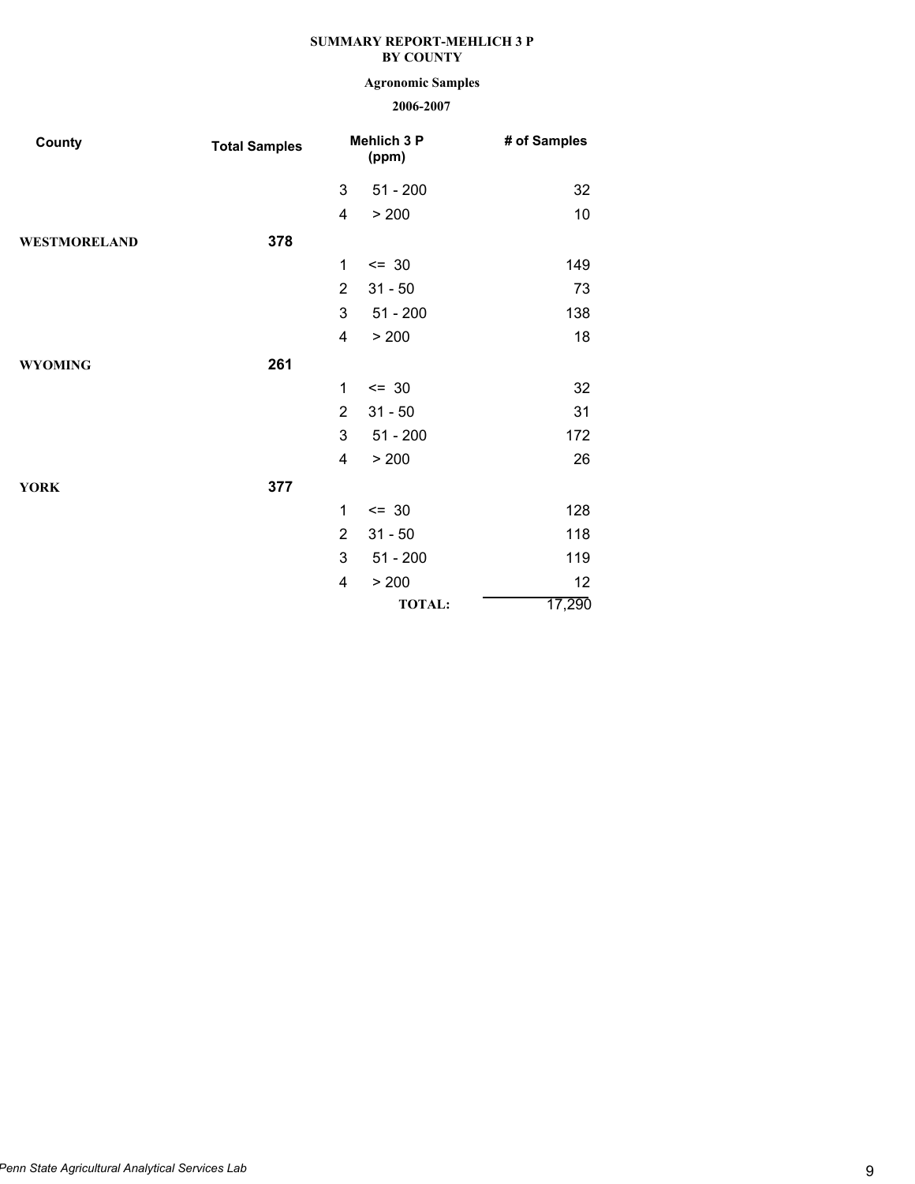**SUMMARY REPORT-MEHLICH 3 P**
**BY COUNTY**

**Agronomic Samples**

**2006-2007**

| County | Total Samples | Mehlich 3 P (ppm) | | # of Samples |
|---|---|---|---|---|
| | | 3 | 51 - 200 | 32 |
| | | 4 | > 200 | 10 |
| **WESTMORELAND** | **378** | | | |
| | | 1 | <= 30 | 149 |
| | | 2 | 31 - 50 | 73 |
| | | 3 | 51 - 200 | 138 |
| | | 4 | > 200 | 18 |
| **WYOMING** | **261** | | | |
| | | 1 | <= 30 | 32 |
| | | 2 | 31 - 50 | 31 |
| | | 3 | 51 - 200 | 172 |
| | | 4 | > 200 | 26 |
| **YORK** | **377** | | | |
| | | 1 | <= 30 | 128 |
| | | 2 | 31 - 50 | 118 |
| | | 3 | 51 - 200 | 119 |
| | | 4 | > 200 | 12 |
| | | | **TOTAL:** | 17,290 |